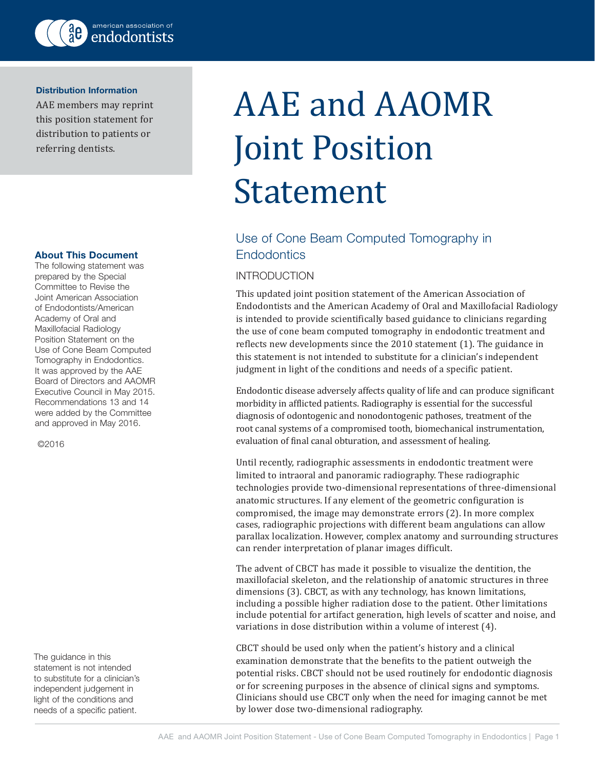american association of endodontists

**Distribution Information**

AAE members may reprint this position statement for distribution to patients or referring dentists.

# AAE and AAOMR Joint Position Statement

## Use of Cone Beam Computed Tomography in Endodontics

### INTRODUCTION

This updated joint position statement of the American Association of Endodontists and the American Academy of Oral and Maxillofacial Radiology is intended to provide scientifically based guidance to clinicians regarding the use of cone beam computed tomography in endodontic treatment and reflects new developments since the 2010 statement (1). The guidance in this statement is not intended to substitute for a clinician's independent judgment in light of the conditions and needs of a specific patient.

Endodontic disease adversely affects quality of life and can produce significant morbidity in afflicted patients. Radiography is essential for the successful diagnosis of odontogenic and nonodontogenic pathoses, treatment of the root canal systems of a compromised tooth, biomechanical instrumentation, evaluation of final canal obturation, and assessment of healing.

Until recently, radiographic assessments in endodontic treatment were limited to intraoral and panoramic radiography. These radiographic technologies provide two-dimensional representations of three-dimensional anatomic structures. If any element of the geometric configuration is compromised, the image may demonstrate errors (2). In more complex cases, radiographic projections with different beam angulations can allow parallax localization. However, complex anatomy and surrounding structures can render interpretation of planar images difficult.

The advent of CBCT has made it possible to visualize the dentition, the maxillofacial skeleton, and the relationship of anatomic structures in three dimensions (3). CBCT, as with any technology, has known limitations, including a possible higher radiation dose to the patient. Other limitations include potential for artifact generation, high levels of scatter and noise, and variations in dose distribution within a volume of interest (4).

CBCT should be used only when the patient's history and a clinical examination demonstrate that the benefits to the patient outweigh the potential risks. CBCT should not be used routinely for endodontic diagnosis or for screening purposes in the absence of clinical signs and symptoms. Clinicians should use CBCT only when the need for imaging cannot be met by lower dose two-dimensional radiography.

**About This Document**

The following statement was prepared by the Special Committee to Revise the Joint American Association of Endodontists/American Academy of Oral and Maxillofacial Radiology Position Statement on the Use of Cone Beam Computed Tomography in Endodontics. It was approved by the AAE Board of Directors and AAOMR Executive Council in May 2015. Recommendations 13 and 14 were added by the Committee and approved in May 2016.

©2016

The guidance in this statement is not intended to substitute for a clinician's independent judgement in light of the conditions and needs of a specific patient.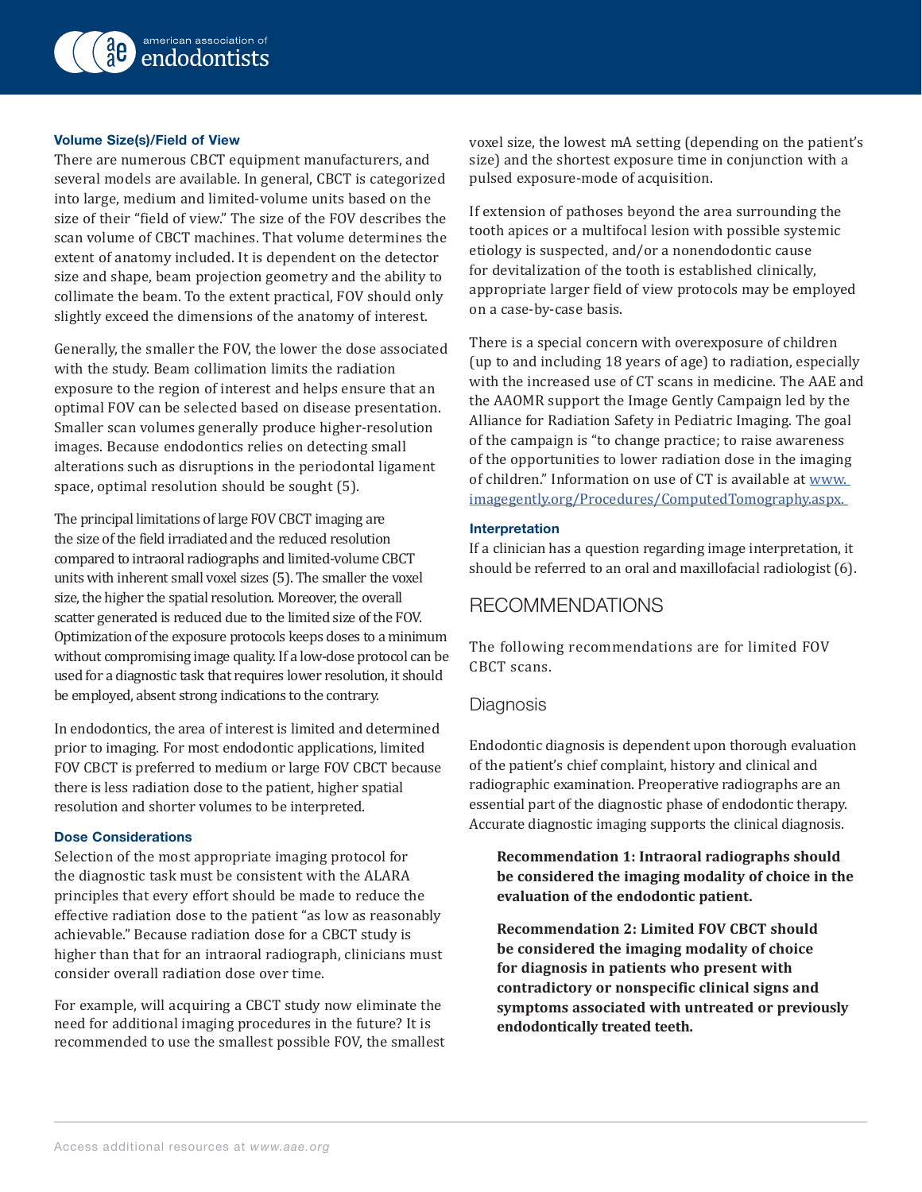### Volume Size(s)/Field of View

There are numerous CBCT equipment manufacturers, and several models are available. In general, CBCT is categorized into large, medium and limited-volume units based on the size of their "field of view." The size of the FOV describes the scan volume of CBCT machines. That volume determines the extent of anatomy included. It is dependent on the detector size and shape, beam projection geometry and the ability to collimate the beam. To the extent practical, FOV should only slightly exceed the dimensions of the anatomy of interest.

Generally, the smaller the FOV, the lower the dose associated with the study. Beam collimation limits the radiation exposure to the region of interest and helps ensure that an optimal FOV can be selected based on disease presentation. Smaller scan volumes generally produce higher-resolution images. Because endodontics relies on detecting small alterations such as disruptions in the periodontal ligament space, optimal resolution should be sought (5).

The principal limitations of large FOV CBCT imaging are the size of the field irradiated and the reduced resolution compared to intraoral radiographs and limited-volume CBCT units with inherent small voxel sizes (5). The smaller the voxel size, the higher the spatial resolution. Moreover, the overall scatter generated is reduced due to the limited size of the FOV. Optimization of the exposure protocols keeps doses to a minimum without compromising image quality. If a low-dose protocol can be used for a diagnostic task that requires lower resolution, it should be employed, absent strong indications to the contrary.

In endodontics, the area of interest is limited and determined prior to imaging. For most endodontic applications, limited FOV CBCT is preferred to medium or large FOV CBCT because there is less radiation dose to the patient, higher spatial resolution and shorter volumes to be interpreted.

### Dose Considerations

Selection of the most appropriate imaging protocol for the diagnostic task must be consistent with the ALARA principles that every effort should be made to reduce the effective radiation dose to the patient "as low as reasonably achievable." Because radiation dose for a CBCT study is higher than that for an intraoral radiograph, clinicians must consider overall radiation dose over time.

For example, will acquiring a CBCT study now eliminate the need for additional imaging procedures in the future? It is recommended to use the smallest possible FOV, the smallest voxel size, the lowest mA setting (depending on the patient's size) and the shortest exposure time in conjunction with a pulsed exposure-mode of acquisition.

If extension of pathoses beyond the area surrounding the tooth apices or a multifocal lesion with possible systemic etiology is suspected, and/or a nonendodontic cause for devitalization of the tooth is established clinically, appropriate larger field of view protocols may be employed on a case-by-case basis.

There is a special concern with overexposure of children (up to and including 18 years of age) to radiation, especially with the increased use of CT scans in medicine. The AAE and the AAOMR support the Image Gently Campaign led by the Alliance for Radiation Safety in Pediatric Imaging. The goal of the campaign is "to change practice; to raise awareness of the opportunities to lower radiation dose in the imaging of children." Information on use of CT is available at www.imagegently.org/Procedures/ComputedTomography.aspx.

### Interpretation

If a clinician has a question regarding image interpretation, it should be referred to an oral and maxillofacial radiologist (6).

## RECOMMENDATIONS

The following recommendations are for limited FOV CBCT scans.

### Diagnosis

Endodontic diagnosis is dependent upon thorough evaluation of the patient's chief complaint, history and clinical and radiographic examination. Preoperative radiographs are an essential part of the diagnostic phase of endodontic therapy. Accurate diagnostic imaging supports the clinical diagnosis.

**Recommendation 1: Intraoral radiographs should be considered the imaging modality of choice in the evaluation of the endodontic patient.**

**Recommendation 2: Limited FOV CBCT should be considered the imaging modality of choice for diagnosis in patients who present with contradictory or nonspecific clinical signs and symptoms associated with untreated or previously endodontically treated teeth.**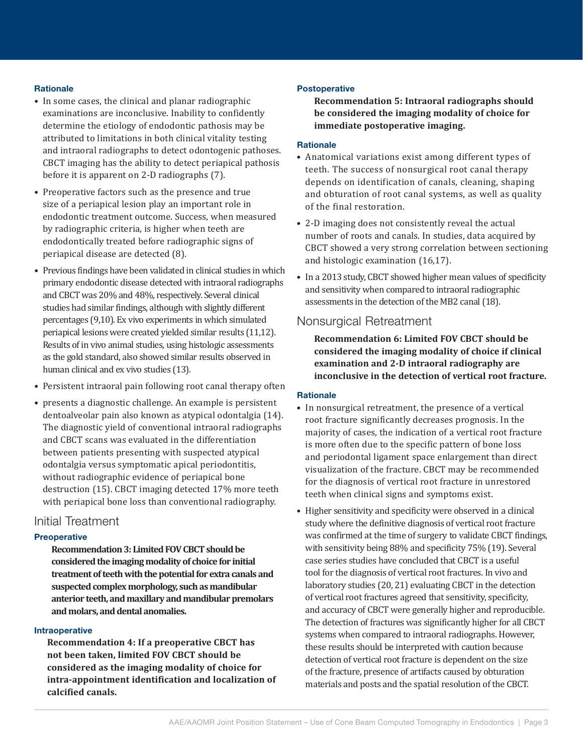### Rationale

- In some cases, the clinical and planar radiographic examinations are inconclusive. Inability to confidently determine the etiology of endodontic pathosis may be attributed to limitations in both clinical vitality testing and intraoral radiographs to detect odontogenic pathoses. CBCT imaging has the ability to detect periapical pathosis before it is apparent on 2-D radiographs (7).
- Preoperative factors such as the presence and true size of a periapical lesion play an important role in endodontic treatment outcome. Success, when measured by radiographic criteria, is higher when teeth are endodontically treated before radiographic signs of periapical disease are detected (8).
- Previous findings have been validated in clinical studies in which primary endodontic disease detected with intraoral radiographs and CBCT was 20% and 48%, respectively. Several clinical studies had similar findings, although with slightly different percentages (9,10). Ex vivo experiments in which simulated periapical lesions were created yielded similar results (11,12). Results of in vivo animal studies, using histologic assessments as the gold standard, also showed similar results observed in human clinical and ex vivo studies (13).
- Persistent intraoral pain following root canal therapy often
- presents a diagnostic challenge. An example is persistent dentoalveolar pain also known as atypical odontalgia (14). The diagnostic yield of conventional intraoral radiographs and CBCT scans was evaluated in the differentiation between patients presenting with suspected atypical odontalgia versus symptomatic apical periodontitis, without radiographic evidence of periapical bone destruction (15). CBCT imaging detected 17% more teeth with periapical bone loss than conventional radiography.

## Initial Treatment

### Preoperative

**Recommendation 3: Limited FOV CBCT should be considered the imaging modality of choice for initial treatment of teeth with the potential for extra canals and suspected complex morphology, such as mandibular anterior teeth, and maxillary and mandibular premolars and molars, and dental anomalies.**

### Intraoperative

**Recommendation 4: If a preoperative CBCT has not been taken, limited FOV CBCT should be considered as the imaging modality of choice for intra-appointment identification and localization of calcified canals.**

### Postoperative

**Recommendation 5: Intraoral radiographs should be considered the imaging modality of choice for immediate postoperative imaging.**

### Rationale

- Anatomical variations exist among different types of teeth. The success of nonsurgical root canal therapy depends on identification of canals, cleaning, shaping and obturation of root canal systems, as well as quality of the final restoration.
- 2-D imaging does not consistently reveal the actual number of roots and canals. In studies, data acquired by CBCT showed a very strong correlation between sectioning and histologic examination (16,17).
- In a 2013 study, CBCT showed higher mean values of specificity and sensitivity when compared to intraoral radiographic assessments in the detection of the MB2 canal (18).

## Nonsurgical Retreatment

**Recommendation 6: Limited FOV CBCT should be considered the imaging modality of choice if clinical examination and 2-D intraoral radiography are inconclusive in the detection of vertical root fracture.**

### Rationale

- In nonsurgical retreatment, the presence of a vertical root fracture significantly decreases prognosis. In the majority of cases, the indication of a vertical root fracture is more often due to the specific pattern of bone loss and periodontal ligament space enlargement than direct visualization of the fracture. CBCT may be recommended for the diagnosis of vertical root fracture in unrestored teeth when clinical signs and symptoms exist.
- Higher sensitivity and specificity were observed in a clinical study where the definitive diagnosis of vertical root fracture was confirmed at the time of surgery to validate CBCT findings, with sensitivity being 88% and specificity 75% (19). Several case series studies have concluded that CBCT is a useful tool for the diagnosis of vertical root fractures. In vivo and laboratory studies (20, 21) evaluating CBCT in the detection of vertical root fractures agreed that sensitivity, specificity, and accuracy of CBCT were generally higher and reproducible. The detection of fractures was significantly higher for all CBCT systems when compared to intraoral radiographs. However, these results should be interpreted with caution because detection of vertical root fracture is dependent on the size of the fracture, presence of artifacts caused by obturation materials and posts and the spatial resolution of the CBCT.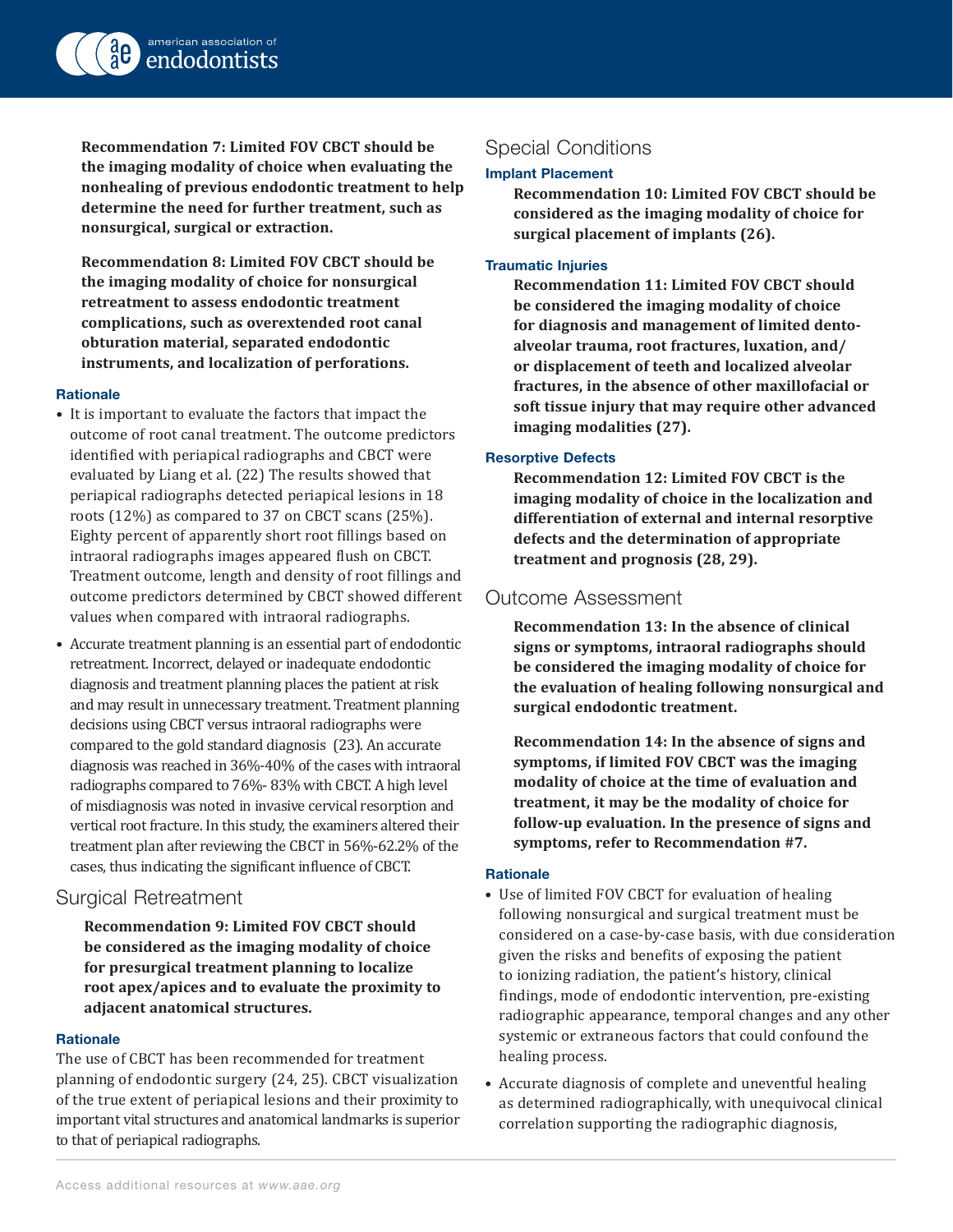**Recommendation 7: Limited FOV CBCT should be the imaging modality of choice when evaluating the nonhealing of previous endodontic treatment to help determine the need for further treatment, such as nonsurgical, surgical or extraction.**

**Recommendation 8: Limited FOV CBCT should be the imaging modality of choice for nonsurgical retreatment to assess endodontic treatment complications, such as overextended root canal obturation material, separated endodontic instruments, and localization of perforations.**

#### Rationale

- It is important to evaluate the factors that impact the outcome of root canal treatment. The outcome predictors identified with periapical radiographs and CBCT were evaluated by Liang et al. (22) The results showed that periapical radiographs detected periapical lesions in 18 roots (12%) as compared to 37 on CBCT scans (25%). Eighty percent of apparently short root fillings based on intraoral radiographs images appeared flush on CBCT. Treatment outcome, length and density of root fillings and outcome predictors determined by CBCT showed different values when compared with intraoral radiographs.
- Accurate treatment planning is an essential part of endodontic retreatment. Incorrect, delayed or inadequate endodontic diagnosis and treatment planning places the patient at risk and may result in unnecessary treatment. Treatment planning decisions using CBCT versus intraoral radiographs were compared to the gold standard diagnosis (23). An accurate diagnosis was reached in 36%-40% of the cases with intraoral radiographs compared to 76%- 83% with CBCT. A high level of misdiagnosis was noted in invasive cervical resorption and vertical root fracture. In this study, the examiners altered their treatment plan after reviewing the CBCT in 56%-62.2% of the cases, thus indicating the significant influence of CBCT.

## Surgical Retreatment

**Recommendation 9: Limited FOV CBCT should be considered as the imaging modality of choice for presurgical treatment planning to localize root apex/apices and to evaluate the proximity to adjacent anatomical structures.**

#### Rationale

The use of CBCT has been recommended for treatment planning of endodontic surgery (24, 25). CBCT visualization of the true extent of periapical lesions and their proximity to important vital structures and anatomical landmarks is superior to that of periapical radiographs.

## Special Conditions

#### Implant Placement

**Recommendation 10: Limited FOV CBCT should be considered as the imaging modality of choice for surgical placement of implants (26).**

#### Traumatic Injuries

**Recommendation 11: Limited FOV CBCT should be considered the imaging modality of choice for diagnosis and management of limited dento-alveolar trauma, root fractures, luxation, and/or displacement of teeth and localized alveolar fractures, in the absence of other maxillofacial or soft tissue injury that may require other advanced imaging modalities (27).**

#### Resorptive Defects

**Recommendation 12: Limited FOV CBCT is the imaging modality of choice in the localization and differentiation of external and internal resorptive defects and the determination of appropriate treatment and prognosis (28, 29).**

## Outcome Assessment

**Recommendation 13: In the absence of clinical signs or symptoms, intraoral radiographs should be considered the imaging modality of choice for the evaluation of healing following nonsurgical and surgical endodontic treatment.**

**Recommendation 14: In the absence of signs and symptoms, if limited FOV CBCT was the imaging modality of choice at the time of evaluation and treatment, it may be the modality of choice for follow-up evaluation. In the presence of signs and symptoms, refer to Recommendation #7.**

#### Rationale

- Use of limited FOV CBCT for evaluation of healing following nonsurgical and surgical treatment must be considered on a case-by-case basis, with due consideration given the risks and benefits of exposing the patient to ionizing radiation, the patient's history, clinical findings, mode of endodontic intervention, pre-existing radiographic appearance, temporal changes and any other systemic or extraneous factors that could confound the healing process.
- Accurate diagnosis of complete and uneventful healing as determined radiographically, with unequivocal clinical correlation supporting the radiographic diagnosis,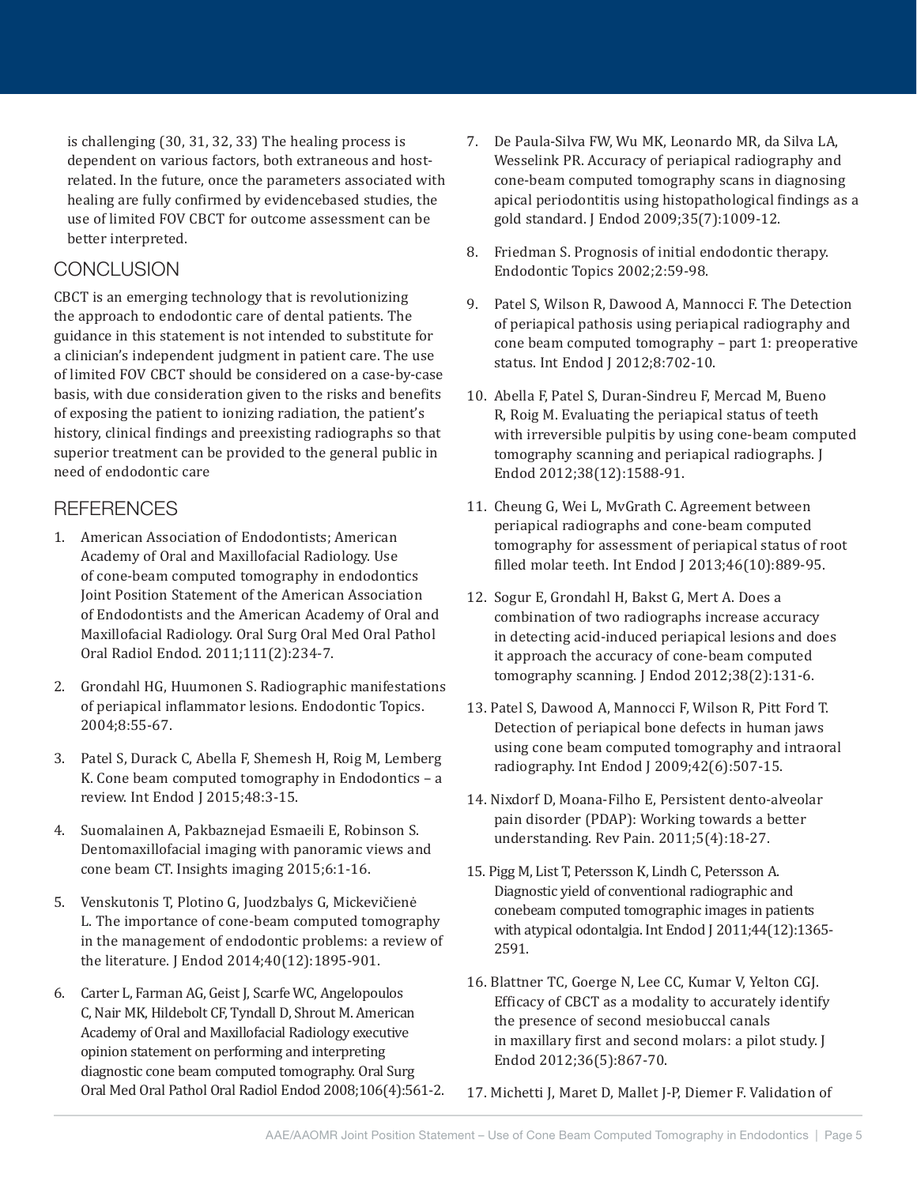is challenging (30, 31, 32, 33) The healing process is dependent on various factors, both extraneous and host-related. In the future, once the parameters associated with healing are fully confirmed by evidencebased studies, the use of limited FOV CBCT for outcome assessment can be better interpreted.

## CONCLUSION

CBCT is an emerging technology that is revolutionizing the approach to endodontic care of dental patients. The guidance in this statement is not intended to substitute for a clinician's independent judgment in patient care. The use of limited FOV CBCT should be considered on a case-by-case basis, with due consideration given to the risks and benefits of exposing the patient to ionizing radiation, the patient's history, clinical findings and preexisting radiographs so that superior treatment can be provided to the general public in need of endodontic care

## REFERENCES

1. American Association of Endodontists; American Academy of Oral and Maxillofacial Radiology. Use of cone-beam computed tomography in endodontics Joint Position Statement of the American Association of Endodontists and the American Academy of Oral and Maxillofacial Radiology. Oral Surg Oral Med Oral Pathol Oral Radiol Endod. 2011;111(2):234-7.

2. Grondahl HG, Huumonen S. Radiographic manifestations of periapical inflammator lesions. Endodontic Topics. 2004;8:55-67.

3. Patel S, Durack C, Abella F, Shemesh H, Roig M, Lemberg K. Cone beam computed tomography in Endodontics – a review. Int Endod J 2015;48:3-15.

4. Suomalainen A, Pakbaznejad Esmaeili E, Robinson S. Dentomaxillofacial imaging with panoramic views and cone beam CT. Insights imaging 2015;6:1-16.

5. Venskutonis T, Plotino G, Juodzbalys G, Mickevičienė L. The importance of cone-beam computed tomography in the management of endodontic problems: a review of the literature. J Endod 2014;40(12):1895-901.

6. Carter L, Farman AG, Geist J, Scarfe WC, Angelopoulos C, Nair MK, Hildebolt CF, Tyndall D, Shrout M. American Academy of Oral and Maxillofacial Radiology executive opinion statement on performing and interpreting diagnostic cone beam computed tomography. Oral Surg Oral Med Oral Pathol Oral Radiol Endod 2008;106(4):561-2.

7. De Paula-Silva FW, Wu MK, Leonardo MR, da Silva LA, Wesselink PR. Accuracy of periapical radiography and cone-beam computed tomography scans in diagnosing apical periodontitis using histopathological findings as a gold standard. J Endod 2009;35(7):1009-12.

8. Friedman S. Prognosis of initial endodontic therapy. Endodontic Topics 2002;2:59-98.

9. Patel S, Wilson R, Dawood A, Mannocci F. The Detection of periapical pathosis using periapical radiography and cone beam computed tomography – part 1: preoperative status. Int Endod J 2012;8:702-10.

10. Abella F, Patel S, Duran-Sindreu F, Mercad M, Bueno R, Roig M. Evaluating the periapical status of teeth with irreversible pulpitis by using cone-beam computed tomography scanning and periapical radiographs. J Endod 2012;38(12):1588-91.

11. Cheung G, Wei L, MvGrath C. Agreement between periapical radiographs and cone-beam computed tomography for assessment of periapical status of root filled molar teeth. Int Endod J 2013;46(10):889-95.

12. Sogur E, Grondahl H, Bakst G, Mert A. Does a combination of two radiographs increase accuracy in detecting acid-induced periapical lesions and does it approach the accuracy of cone-beam computed tomography scanning. J Endod 2012;38(2):131-6.

13. Patel S, Dawood A, Mannocci F, Wilson R, Pitt Ford T. Detection of periapical bone defects in human jaws using cone beam computed tomography and intraoral radiography. Int Endod J 2009;42(6):507-15.

14. Nixdorf D, Moana-Filho E, Persistent dento-alveolar pain disorder (PDAP): Working towards a better understanding. Rev Pain. 2011;5(4):18-27.

15. Pigg M, List T, Petersson K, Lindh C, Petersson A. Diagnostic yield of conventional radiographic and conebeam computed tomographic images in patients with atypical odontalgia. Int Endod J 2011;44(12):1365-2591.

16. Blattner TC, Goerge N, Lee CC, Kumar V, Yelton CGJ. Efficacy of CBCT as a modality to accurately identify the presence of second mesiobuccal canals in maxillary first and second molars: a pilot study. J Endod 2012;36(5):867-70.

17. Michetti J, Maret D, Mallet J-P, Diemer F. Validation of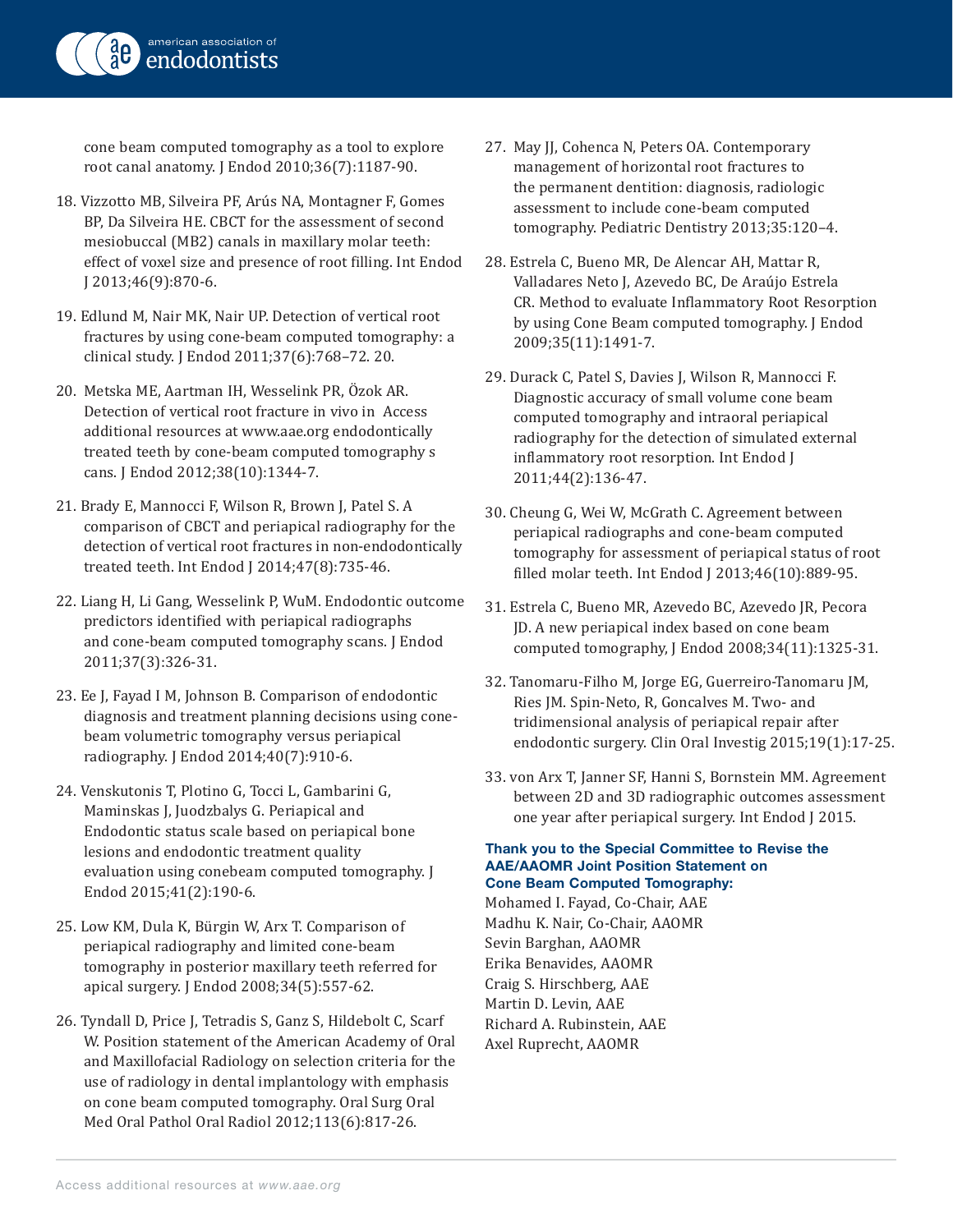cone beam computed tomography as a tool to explore root canal anatomy. J Endod 2010;36(7):1187-90.

18. Vizzotto MB, Silveira PF, Arús NA, Montagner F, Gomes BP, Da Silveira HE. CBCT for the assessment of second mesiobuccal (MB2) canals in maxillary molar teeth: effect of voxel size and presence of root filling. Int Endod J 2013;46(9):870-6.

19. Edlund M, Nair MK, Nair UP. Detection of vertical root fractures by using cone-beam computed tomography: a clinical study. J Endod 2011;37(6):768–72. 20.

20. Metska ME, Aartman IH, Wesselink PR, Özok AR. Detection of vertical root fracture in vivo in Access additional resources at www.aae.org endodontically treated teeth by cone-beam computed tomography s cans. J Endod 2012;38(10):1344-7.

21. Brady E, Mannocci F, Wilson R, Brown J, Patel S. A comparison of CBCT and periapical radiography for the detection of vertical root fractures in non-endodontically treated teeth. Int Endod J 2014;47(8):735-46.

22. Liang H, Li Gang, Wesselink P, WuM. Endodontic outcome predictors identified with periapical radiographs and cone-beam computed tomography scans. J Endod 2011;37(3):326-31.

23. Ee J, Fayad I M, Johnson B. Comparison of endodontic diagnosis and treatment planning decisions using cone-beam volumetric tomography versus periapical radiography. J Endod 2014;40(7):910-6.

24. Venskutonis T, Plotino G, Tocci L, Gambarini G, Maminskas J, Juodzbalys G. Periapical and Endodontic status scale based on periapical bone lesions and endodontic treatment quality evaluation using conebeam computed tomography. J Endod 2015;41(2):190-6.

25. Low KM, Dula K, Bürgin W, Arx T. Comparison of periapical radiography and limited cone-beam tomography in posterior maxillary teeth referred for apical surgery. J Endod 2008;34(5):557-62.

26. Tyndall D, Price J, Tetradis S, Ganz S, Hildebolt C, Scarf W. Position statement of the American Academy of Oral and Maxillofacial Radiology on selection criteria for the use of radiology in dental implantology with emphasis on cone beam computed tomography. Oral Surg Oral Med Oral Pathol Oral Radiol 2012;113(6):817-26.

27. May JJ, Cohenca N, Peters OA. Contemporary management of horizontal root fractures to the permanent dentition: diagnosis, radiologic assessment to include cone-beam computed tomography. Pediatric Dentistry 2013;35:120–4.

28. Estrela C, Bueno MR, De Alencar AH, Mattar R, Valladares Neto J, Azevedo BC, De Araújo Estrela CR. Method to evaluate Inflammatory Root Resorption by using Cone Beam computed tomography. J Endod 2009;35(11):1491-7.

29. Durack C, Patel S, Davies J, Wilson R, Mannocci F. Diagnostic accuracy of small volume cone beam computed tomography and intraoral periapical radiography for the detection of simulated external inflammatory root resorption. Int Endod J 2011;44(2):136-47.

30. Cheung G, Wei W, McGrath C. Agreement between periapical radiographs and cone-beam computed tomography for assessment of periapical status of root filled molar teeth. Int Endod J 2013;46(10):889-95.

31. Estrela C, Bueno MR, Azevedo BC, Azevedo JR, Pecora JD. A new periapical index based on cone beam computed tomography, J Endod 2008;34(11):1325-31.

32. Tanomaru-Filho M, Jorge EG, Guerreiro-Tanomaru JM, Ries JM. Spin-Neto, R, Goncalves M. Two- and tridimensional analysis of periapical repair after endodontic surgery. Clin Oral Investig 2015;19(1):17-25.

33. von Arx T, Janner SF, Hanni S, Bornstein MM. Agreement between 2D and 3D radiographic outcomes assessment one year after periapical surgery. Int Endod J 2015.

**Thank you to the Special Committee to Revise the AAE/AAOMR Joint Position Statement on Cone Beam Computed Tomography:**

Mohamed I. Fayad, Co-Chair, AAE
Madhu K. Nair, Co-Chair, AAOMR
Sevin Barghan, AAOMR
Erika Benavides, AAOMR
Craig S. Hirschberg, AAE
Martin D. Levin, AAE
Richard A. Rubinstein, AAE
Axel Ruprecht, AAOMR